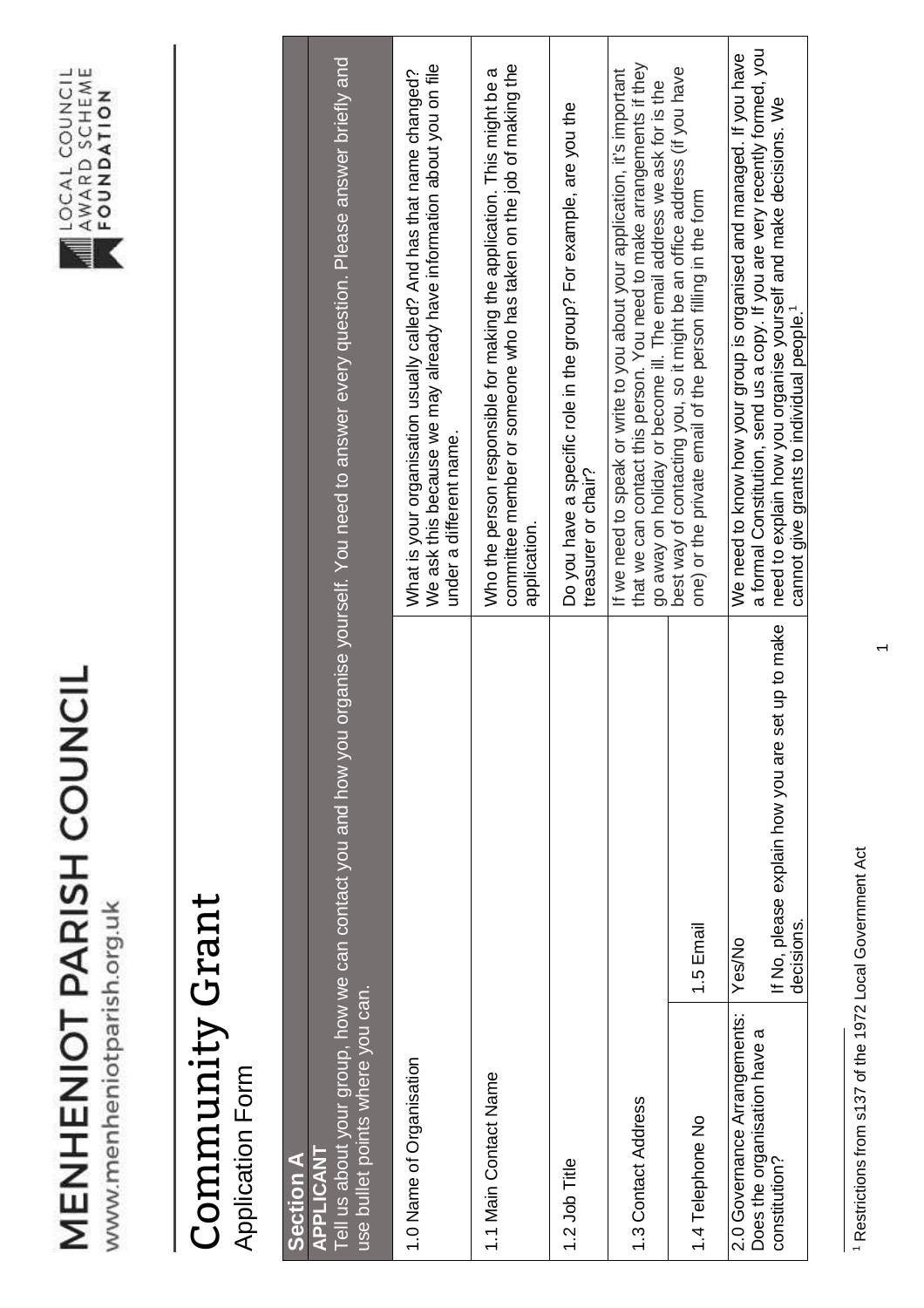# MENHENIOT PARISH COUNCIL

www.menheniotparish.org.uk

LOCAL COUNCIL AWARD SCHEME FOUNDATION

# Community Grant

Application Form

## Section A

**APPLICANT**

Tell us about your group, how we can contact you and how you organise yourself. You need to answer every question. Please answer briefly and use bullet points where you can.

| | | |
|---|---|---|
| 1.0 Name of Organisation | | What is your organisation usually called? And has that name changed? We ask this because we may already have information about you on file under a different name. |
| 1.1 Main Contact Name | | Who the person responsible for making the application. This might be a committee member or someone who has taken on the job of making the application. |
| 1.2 Job Title | | Do you have a specific role in the group? For example, are you the treasurer or chair? |
| 1.3 Contact Address | | If we need to speak or write to you about your application, it's important that we can contact this person. You need to make arrangements if they go away on holiday or become ill. The email address we ask for is the |
| 1.4 Telephone No | 1.5 Email | best way of contacting you, so it might be an office address (if you have one) or the private email of the person filling in the form |
| 2.0 Governance Arrangements: Does the organisation have a constitution? | Yes/No<br><br>If No, please explain how you are set up to make decisions. | We need to know how your group is organised and managed. If you have a formal Constitution, send us a copy. If you are very recently formed, you need to explain how you organise yourself and make decisions. We cannot give grants to individual people.[1] |

[1] Restrictions from s137 of the 1972 Local Government Act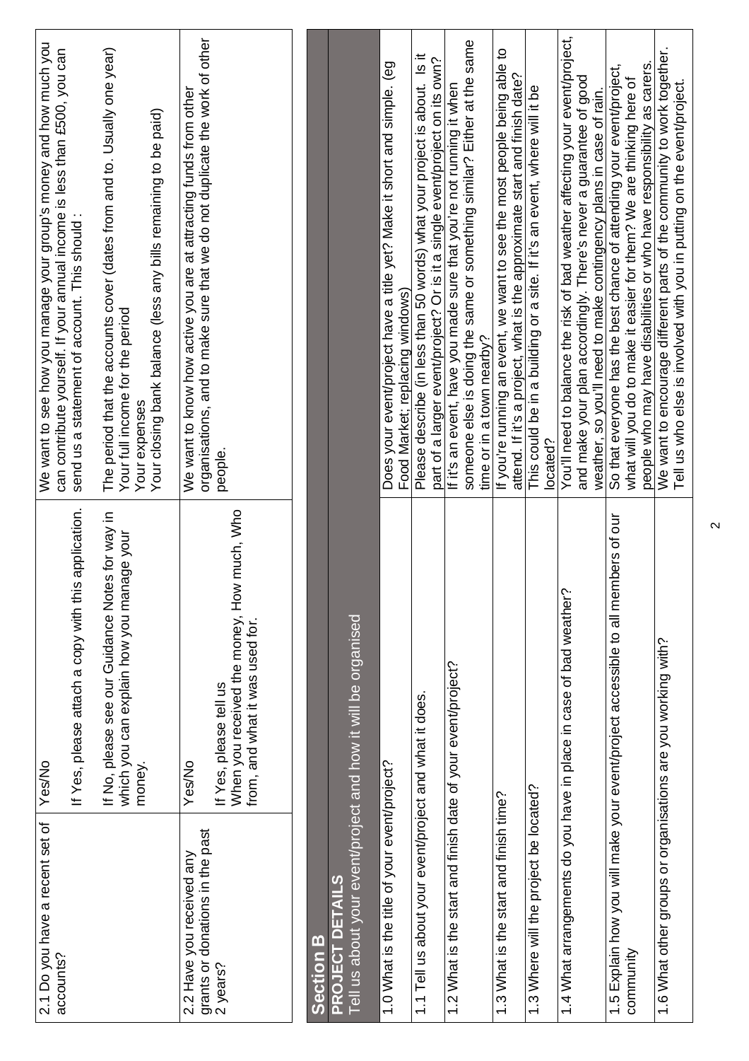| 2.1 Do you have a recent set of accounts? | Yes/No<br><br>If Yes, please attach a copy with this application.<br><br>If No, please see our Guidance Notes for way in which you can explain how you manage your money. | We want to see how you manage your group's money and how much you can contribute yourself. If your annual income is less than £500, you can send us a statement of account. This should :<br><br>The period that the accounts cover (dates from and to. Usually one year)<br>Your full income for the period<br>Your expenses<br>Your closing bank balance (less any bills remaining to be paid) |
|---|---|---|
| 2.2 Have you received any grants or donations in the past 2 years? | Yes/No<br><br>If Yes, please tell us<br>When you received the money, How much, Who from, and what it was used for. | We want to know how active you are at attracting funds from other organisations, and to make sure that we do not duplicate the work of other people. |

## Section B

**PROJECT DETAILS**

Tell us about your event/project and how it will be organised

| | |
|---|---|
| 1.0 What is the title of your event/project? | Does your event/project have a title yet? Make it short and simple. (eg Food Market; replacing windows) |
| 1.1 Tell us about your event/project and what it does. | Please describe (in less than 50 words) what your project is about. Is it part of a larger event/project? Or is it a single event/project on its own? |
| 1.2 What is the start and finish date of your event/project? | If it's an event, have you made sure that you're not running it when someone else is doing the same or something similar? Either at the same time or in a town nearby? |
| 1.3 What is the start and finish time? | If you're running an event, we want to see the most people being able to attend. If it's a project, what is the approximate start and finish date? |
| 1.3 Where will the project be located? | This could be in a building or a site. If it's an event, where will it be located? |
| 1.4 What arrangements do you have in place in case of bad weather? | You'll need to balance the risk of bad weather affecting your event/project, and make your plan accordingly. There's never a guarantee of good weather, so you'll need to make contingency plans in case of rain. |
| 1.5 Explain how you will make your event/project accessible to all members of our community | So that everyone has the best chance of attending your event/project, what will you do to make it easier for them? We are thinking here of people who may have disabilities or who have responsibility as carers. |
| 1.6 What other groups or organisations are you working with? | We want to encourage different parts of the community to work together. Tell us who else is involved with you in putting on the event/project. |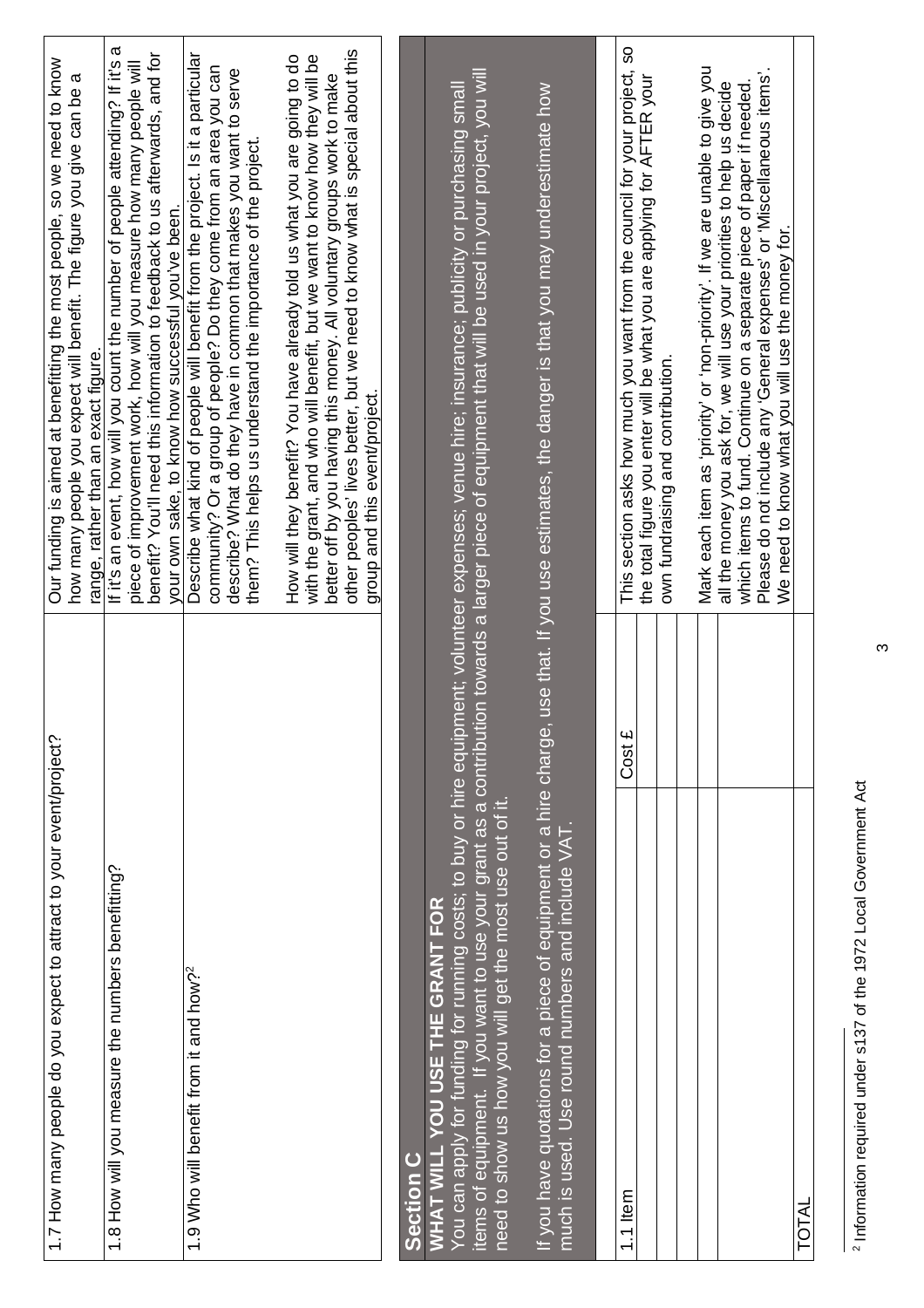| 1.7 How many people do you expect to attract to your event/project? | Our funding is aimed at benefitting the most people, so we need to know how many people you expect will benefit. The figure you give can be a range, rather than an exact figure. |
|---|---|
| 1.8 How will you measure the numbers benefitting? | If it's an event, how will you count the number of people attending? If it's a piece of improvement work, how will you measure how many people will benefit? You'll need this information to feedback to us afterwards, and for your own sake, to know how successful you've been. |
| 1.9 Who will benefit from it and how?[2] | Describe what kind of people will benefit from the project. Is it a particular community? Or a group of people? Do they come from an area you can describe? What do they have in common that makes you want to serve them? This helps us understand the importance of the project.<br><br>How will they benefit? You have already told us what you are going to do with the grant, and who will benefit, but we want to know how they will be better off by you having this money. All voluntary groups work to make other peoples' lives better, but we need to know what is special about this group and this event/project. |

## Section C

**WHAT WILL YOU USE THE GRANT FOR**

You can apply for funding for running costs; to buy or hire equipment; volunteer expenses; venue hire; insurance; publicity or purchasing small items of equipment. If you want to use your grant as a contribution towards a larger piece of equipment that will be used in your project, you will need to show us how you will get the most use out of it.

If you have quotations for a piece of equipment or a hire charge, use that. If you use estimates, the danger is that you may underestimate how much is used. Use round numbers and include VAT.

| 1.1 Item | Cost £ | |
|---|---|---|
| | | This section asks how much you want from the council for your project, so the total figure you enter will be what you are applying for AFTER your own fundraising and contribution. |
| | | |
| | | |
| | | Mark each item as 'priority' or 'non-priority'. If we are unable to give you all the money you ask for, we will use your priorities to help us decide which items to fund. Continue on a separate piece of paper if needed. Please do not include any 'General expenses' or 'Miscellaneous items'. We need to know what you will use the money for. |
| | | |
| TOTAL | | |

[2] Information required under s137 of the 1972 Local Government Act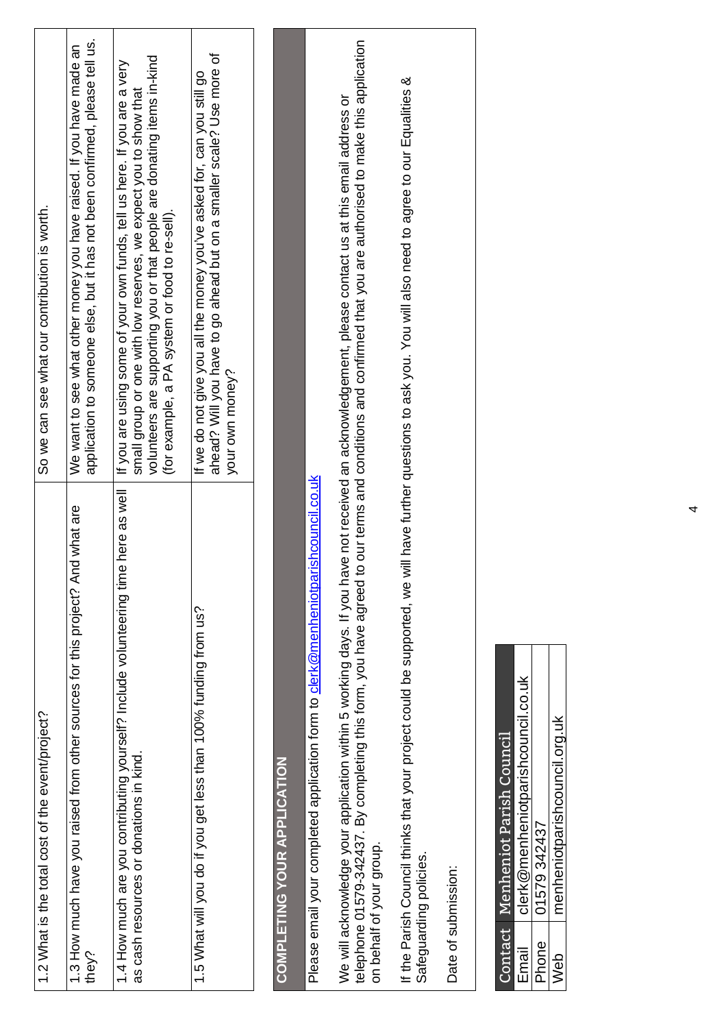| | |
|---|---|
| 1.2 What is the total cost of the event/project? | So we can see what our contribution is worth. |
| 1.3 How much have you raised from other sources for this project? And what are they? | We want to see what other money you have raised. If you have made an application to someone else, but it has not been confirmed, please tell us. |
| 1.4 How much are you contributing yourself? Include volunteering time here as well as cash resources or donations in kind. | If you are using some of your own funds, tell us here. If you are a very small group or one with low reserves, we expect you to show that volunteers are supporting you or that people are donating items in-kind (for example, a PA system or food to re-sell). |
| 1.5 What will you do if you get less than 100% funding from us? | If we do not give you all the money you've asked for, can you still go ahead? Will you have to go ahead but on a smaller scale? Use more of your own money? |

## COMPLETING YOUR APPLICATION

Please email your completed application form to clerk@menheniotparishcouncil.co.uk

We will acknowledge your application within 5 working days. If you have not received an acknowledgement, please contact us at this email address or telephone 01579-342437. By completing this form, you have agreed to our terms and conditions and confirmed that you are authorised to make this application on behalf of your group.

If the Parish Council thinks that your project could be supported, we will have further questions to ask you. You will also need to agree to our Equalities & Safeguarding policies.

Date of submission:

| Contact | Menheniot Parish Council |
|---|---|
| Email | clerk@menheniotparishcouncil.co.uk |
| Phone | 01579 342437 |
| Web | menheniotparishcouncil.org.uk |